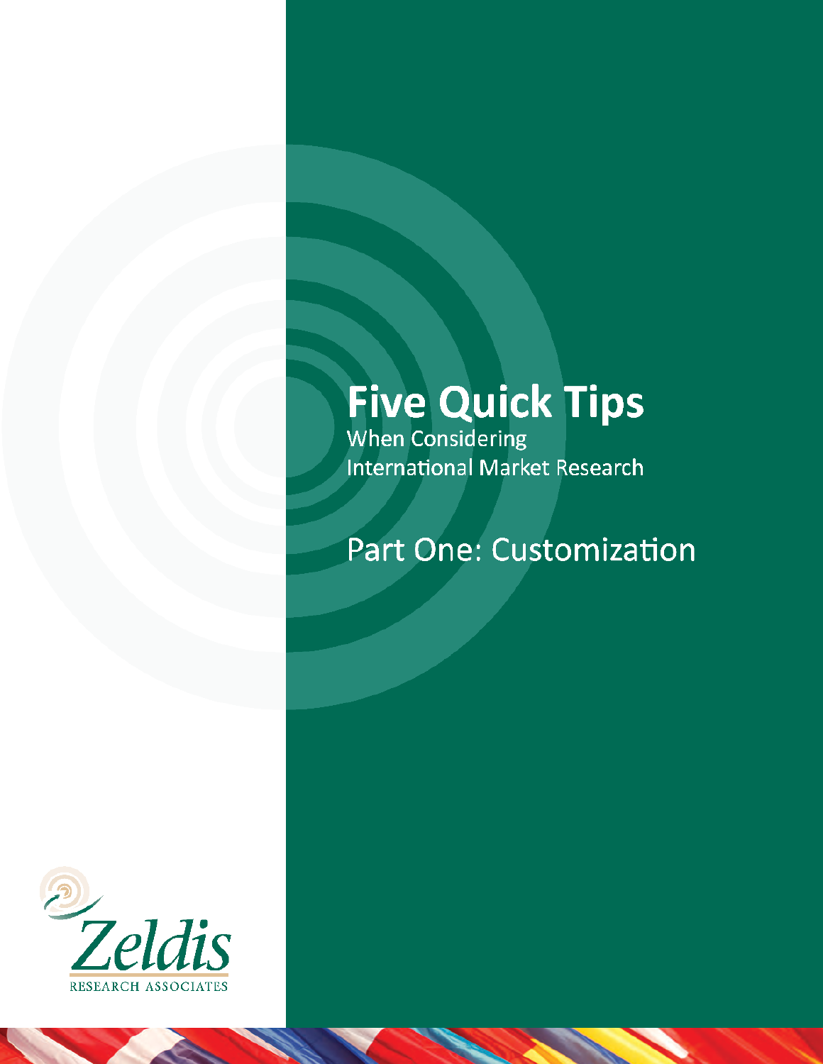# Five Quick Tips

When Considering International Market Research

## Part One: Customization

Zeldis

RESEARCH ASSOCIATES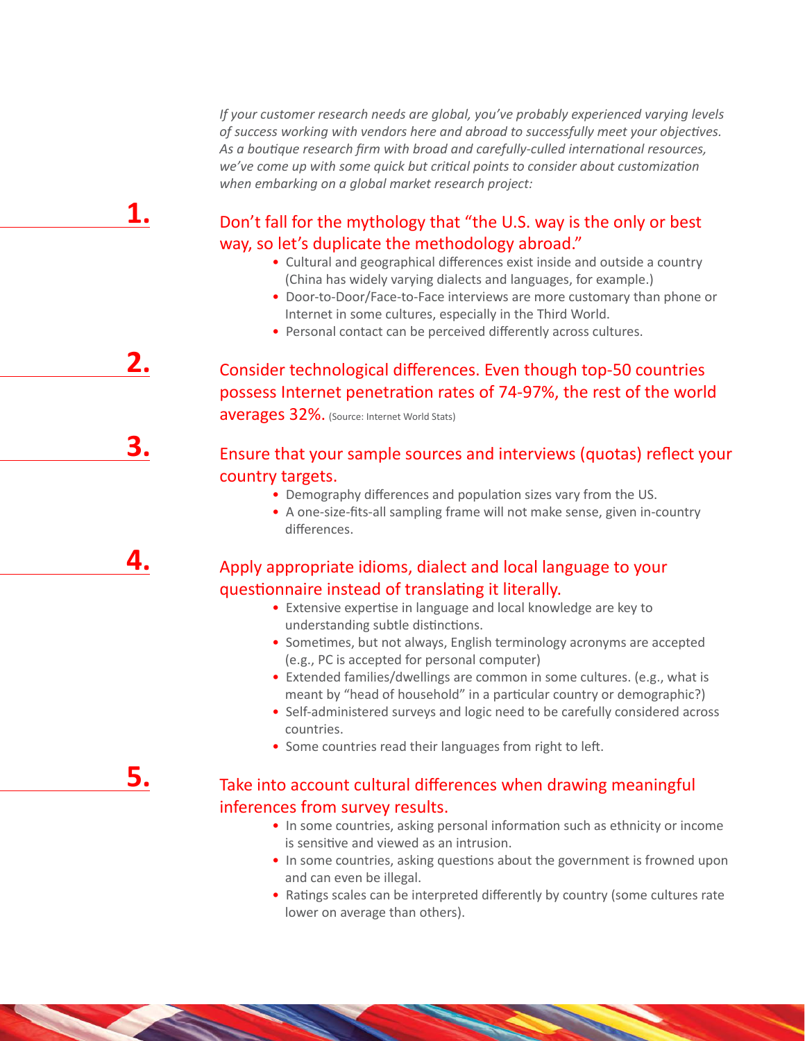*If your customer research needs are global, you've probably experienced varying levels of success working with vendors here and abroad to successfully meet your objectives. As a boutique research firm with broad and carefully-culled international resources, we've come up with some quick but critical points to consider about customization when embarking on a global market research project:*

## 1. Don't fall for the mythology that "the U.S. way is the only or best way, so let's duplicate the methodology abroad."

- Cultural and geographical differences exist inside and outside a country (China has widely varying dialects and languages, for example.)
- Door-to-Door/Face-to-Face interviews are more customary than phone or Internet in some cultures, especially in the Third World.
- Personal contact can be perceived differently across cultures.

## 2. Consider technological differences. Even though top-50 countries possess Internet penetration rates of 74-97%, the rest of the world averages 32%. (Source: Internet World Stats)

## 3. Ensure that your sample sources and interviews (quotas) reflect your country targets.

- Demography differences and population sizes vary from the US.
- A one-size-fits-all sampling frame will not make sense, given in-country differences.

## 4. Apply appropriate idioms, dialect and local language to your questionnaire instead of translating it literally.

- Extensive expertise in language and local knowledge are key to understanding subtle distinctions.
- Sometimes, but not always, English terminology acronyms are accepted (e.g., PC is accepted for personal computer)
- Extended families/dwellings are common in some cultures. (e.g., what is meant by "head of household" in a particular country or demographic?)
- Self-administered surveys and logic need to be carefully considered across countries.
- Some countries read their languages from right to left.

## 5. Take into account cultural differences when drawing meaningful inferences from survey results.

- In some countries, asking personal information such as ethnicity or income is sensitive and viewed as an intrusion.
- In some countries, asking questions about the government is frowned upon and can even be illegal.
- Ratings scales can be interpreted differently by country (some cultures rate lower on average than others).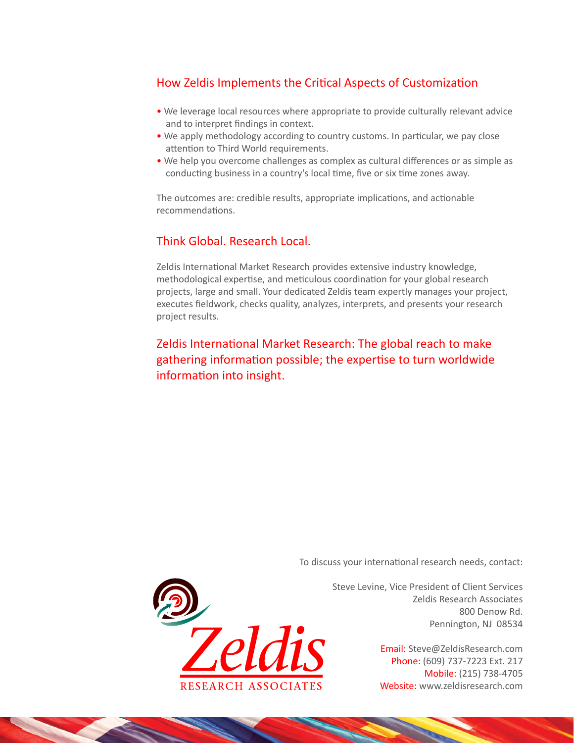## How Zeldis Implements the Critical Aspects of Customization

- We leverage local resources where appropriate to provide culturally relevant advice and to interpret findings in context.
- We apply methodology according to country customs. In particular, we pay close attention to Third World requirements.
- We help you overcome challenges as complex as cultural differences or as simple as conducting business in a country's local time, five or six time zones away.

The outcomes are: credible results, appropriate implications, and actionable recommendations.

## Think Global. Research Local.

Zeldis International Market Research provides extensive industry knowledge, methodological expertise, and meticulous coordination for your global research projects, large and small. Your dedicated Zeldis team expertly manages your project, executes fieldwork, checks quality, analyzes, interprets, and presents your research project results.

## Zeldis International Market Research: The global reach to make gathering information possible; the expertise to turn worldwide information into insight.

To discuss your international research needs, contact:

Steve Levine, Vice President of Client Services
Zeldis Research Associates
800 Denow Rd.
Pennington, NJ 08534

Email: Steve@ZeldisResearch.com
Phone: (609) 737-7223 Ext. 217
Mobile: (215) 738-4705
Website: www.zeldisresearch.com

Zeldis
RESEARCH ASSOCIATES